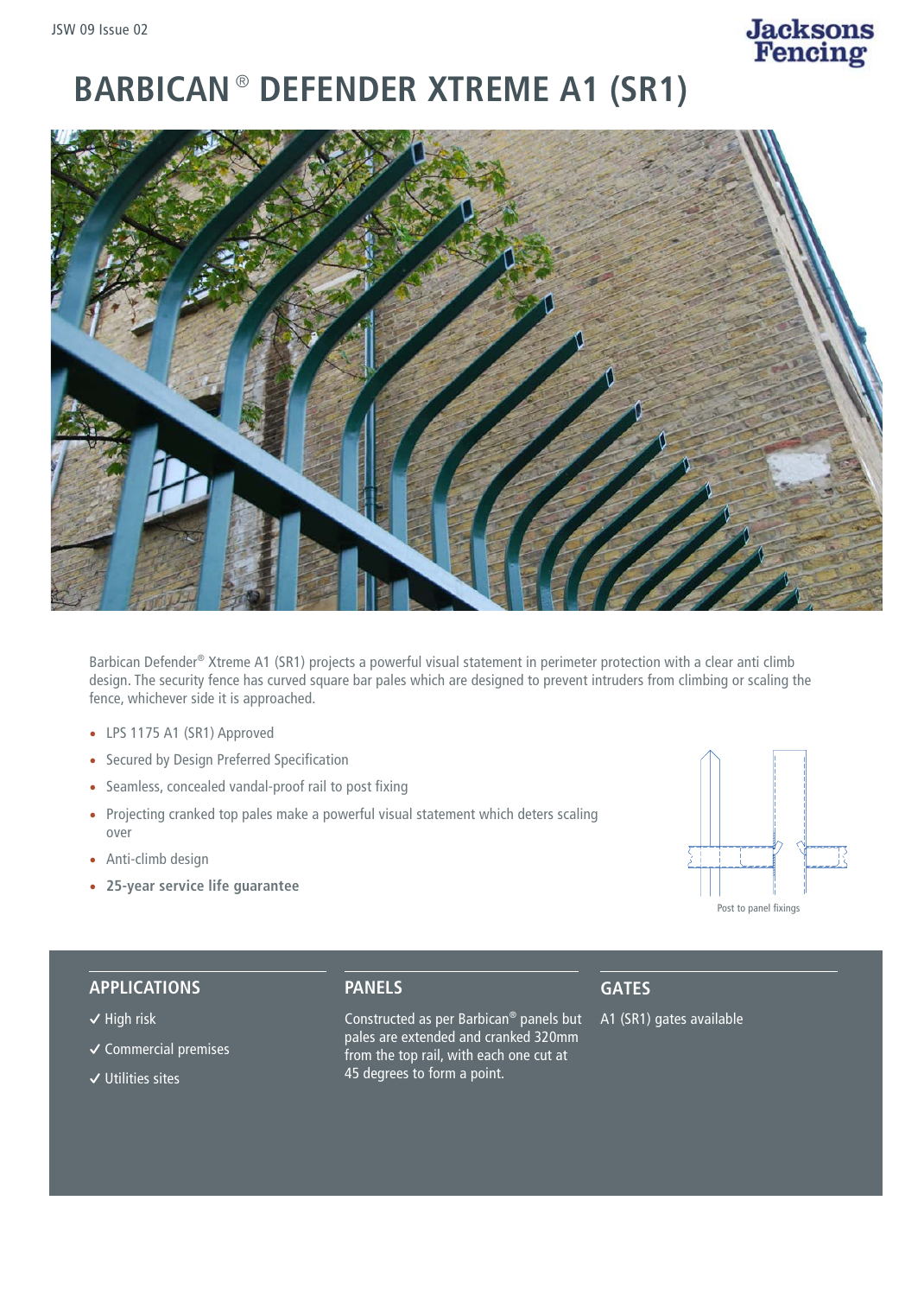# BARBICAN® DEFENDER XTREME A1 (SR1)

Barbican Defender® Xtreme A1 (SR1) projects a powerful visual statement in perimeter protection with a clear anti climb design. The security fence has curved square bar pales which are designed to prevent intruders from climbing or scaling the fence, whichever side it is approached.

- LPS 1175 A1 (SR1) Approved
- Secured by Design Preferred Specification
- Seamless, concealed vandal-proof rail to post fixing
- Projecting cranked top pales make a powerful visual statement which deters scaling over
- Anti-climb design
- **25-year service life guarantee**

Post to panel fixings

## APPLICATIONS

✓ High risk

✓ Commercial premises

✓ Utilities sites

## PANELS

Constructed as per Barbican® panels but pales are extended and cranked 320mm from the top rail, with each one cut at 45 degrees to form a point.

## GATES

A1 (SR1) gates available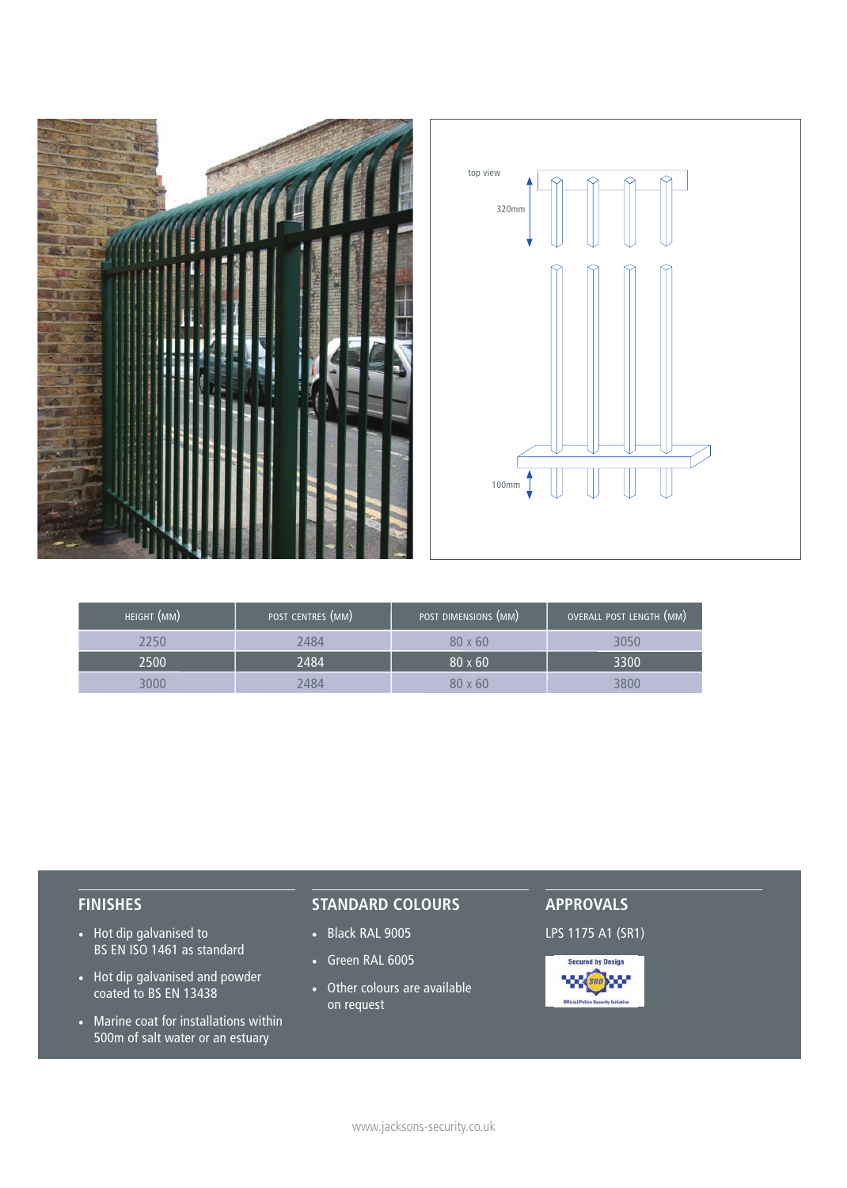top view

320mm

100mm

| HEIGHT (MM) | POST CENTRES (MM) | POST DIMENSIONS (MM) | OVERALL POST LENGTH (MM) |
| --- | --- | --- | --- |
| 2250 | 2484 | 80 x 60 | 3050 |
| 2500 | 2484 | 80 x 60 | 3300 |
| 3000 | 2484 | 80 x 60 | 3800 |

## FINISHES

- Hot dip galvanised to BS EN ISO 1461 as standard
- Hot dip galvanised and powder coated to BS EN 13438
- Marine coat for installations within 500m of salt water or an estuary

## STANDARD COLOURS

- Black RAL 9005
- Green RAL 6005
- Other colours are available on request

## APPROVALS

LPS 1175 A1 (SR1)

Secured by Design

Official Police Security Initiative

www.jacksons-security.co.uk